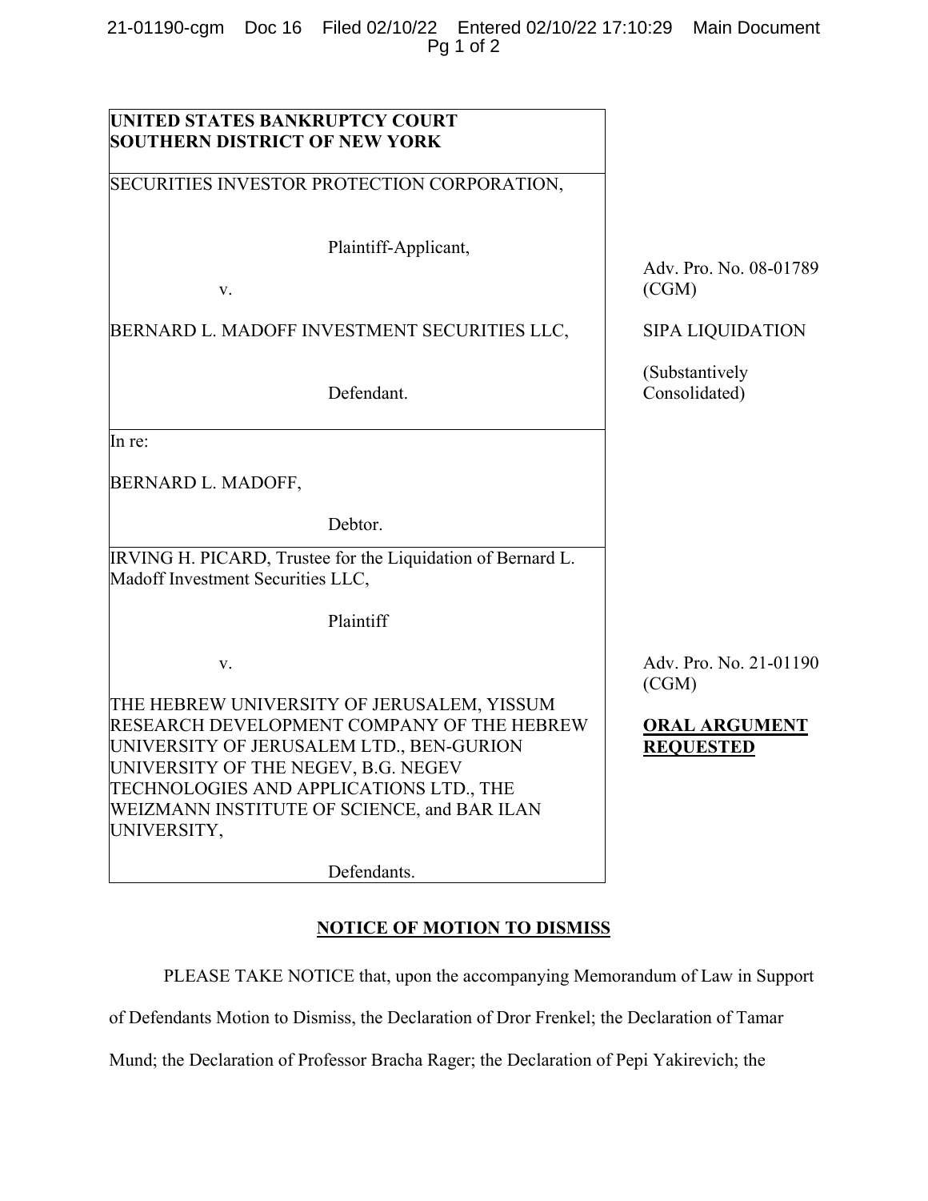**UNITED STATES BANKRUPTCY COURT**
**SOUTHERN DISTRICT OF NEW YORK**

| | |
|---|---|
| SECURITIES INVESTOR PROTECTION CORPORATION,<br><br>Plaintiff-Applicant,<br><br>v.<br><br>BERNARD L. MADOFF INVESTMENT SECURITIES LLC,<br><br>Defendant. | Adv. Pro. No. 08-01789 (CGM)<br><br>SIPA LIQUIDATION<br><br>(Substantively Consolidated) |
| In re:<br><br>BERNARD L. MADOFF,<br><br>Debtor. | |
| IRVING H. PICARD, Trustee for the Liquidation of Bernard L. Madoff Investment Securities LLC,<br><br>Plaintiff<br><br>v.<br><br>THE HEBREW UNIVERSITY OF JERUSALEM, YISSUM RESEARCH DEVELOPMENT COMPANY OF THE HEBREW UNIVERSITY OF JERUSALEM LTD., BEN-GURION UNIVERSITY OF THE NEGEV, B.G. NEGEV TECHNOLOGIES AND APPLICATIONS LTD., THE WEIZMANN INSTITUTE OF SCIENCE, and BAR ILAN UNIVERSITY,<br><br>Defendants. | Adv. Pro. No. 21-01190 (CGM)<br><br>**ORAL ARGUMENT REQUESTED** |

## NOTICE OF MOTION TO DISMISS

PLEASE TAKE NOTICE that, upon the accompanying Memorandum of Law in Support of Defendants Motion to Dismiss, the Declaration of Dror Frenkel; the Declaration of Tamar Mund; the Declaration of Professor Bracha Rager; the Declaration of Pepi Yakirevich; the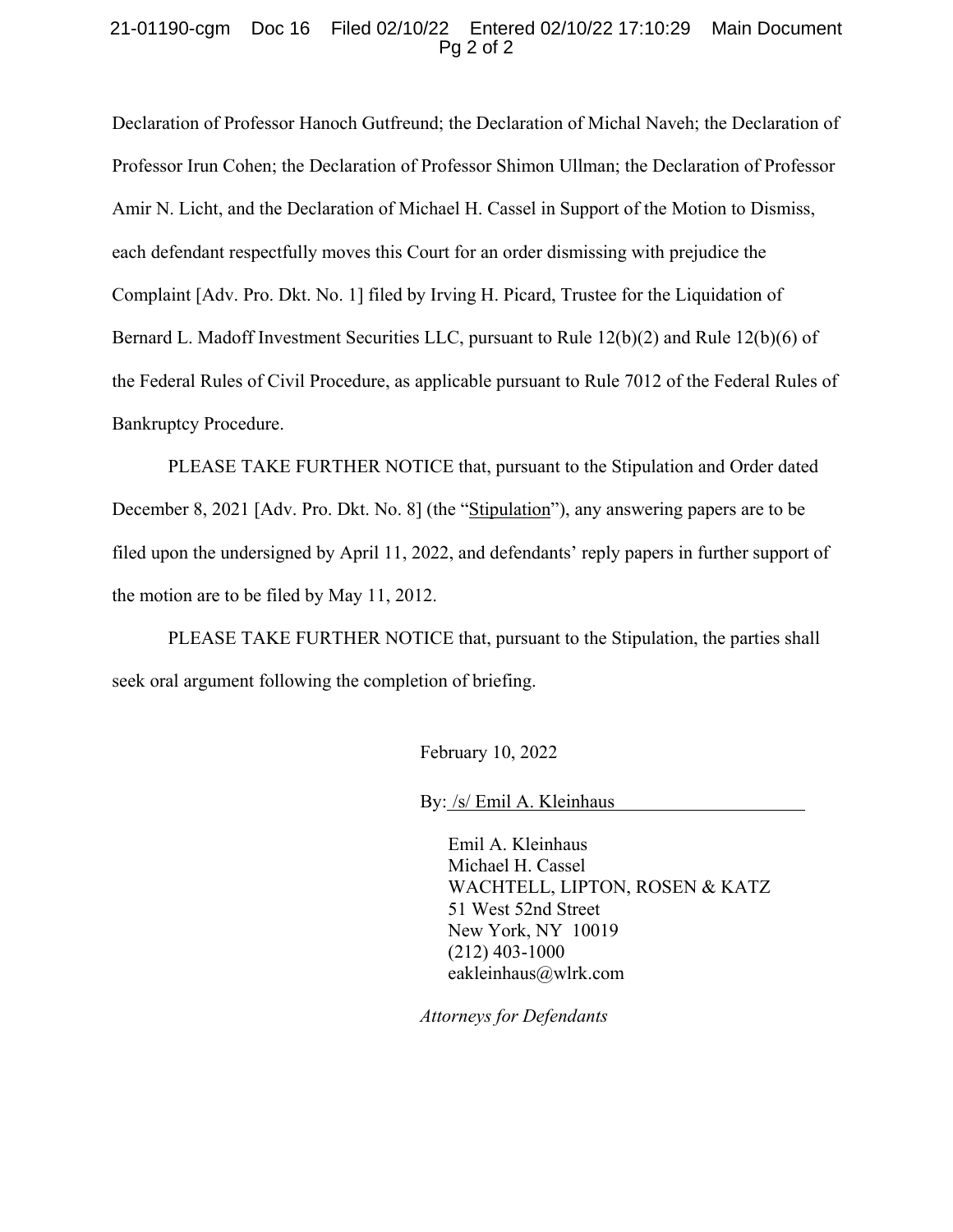Declaration of Professor Hanoch Gutfreund; the Declaration of Michal Naveh; the Declaration of Professor Irun Cohen; the Declaration of Professor Shimon Ullman; the Declaration of Professor Amir N. Licht, and the Declaration of Michael H. Cassel in Support of the Motion to Dismiss, each defendant respectfully moves this Court for an order dismissing with prejudice the Complaint [Adv. Pro. Dkt. No. 1] filed by Irving H. Picard, Trustee for the Liquidation of Bernard L. Madoff Investment Securities LLC, pursuant to Rule 12(b)(2) and Rule 12(b)(6) of the Federal Rules of Civil Procedure, as applicable pursuant to Rule 7012 of the Federal Rules of Bankruptcy Procedure.

PLEASE TAKE FURTHER NOTICE that, pursuant to the Stipulation and Order dated December 8, 2021 [Adv. Pro. Dkt. No. 8] (the "Stipulation"), any answering papers are to be filed upon the undersigned by April 11, 2022, and defendants' reply papers in further support of the motion are to be filed by May 11, 2012.

PLEASE TAKE FURTHER NOTICE that, pursuant to the Stipulation, the parties shall seek oral argument following the completion of briefing.

February 10, 2022

By: /s/ Emil A. Kleinhaus

Emil A. Kleinhaus
Michael H. Cassel
WACHTELL, LIPTON, ROSEN & KATZ
51 West 52nd Street
New York, NY 10019
(212) 403-1000
eakleinhaus@wlrk.com

*Attorneys for Defendants*